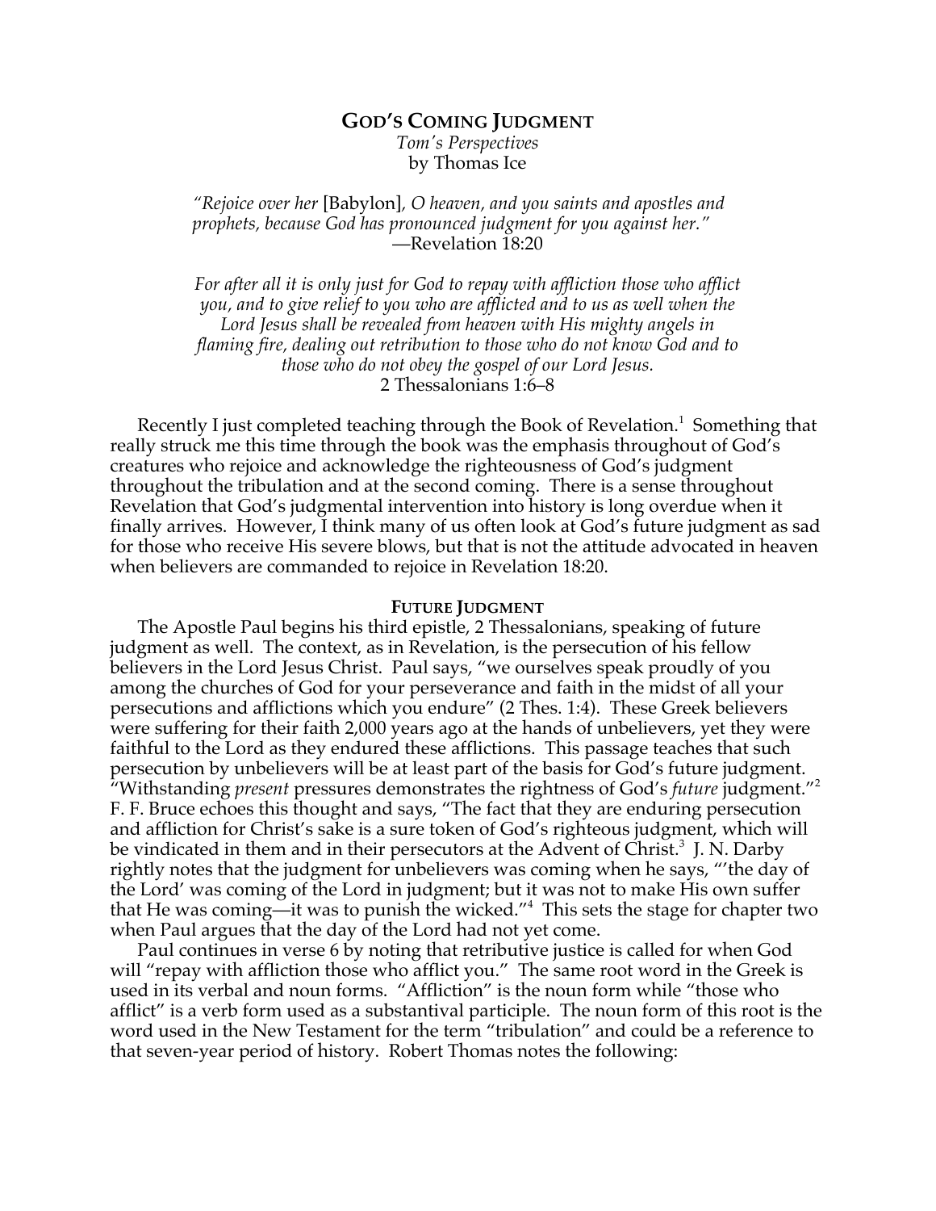# GOD'S COMING JUDGMENT

*Tom's Perspectives*
by Thomas Ice

> *"Rejoice over her* [Babylon], *O heaven, and you saints and apostles and prophets, because God has pronounced judgment for you against her."*
> —Revelation 18:20

> *For after all it is only just for God to repay with affliction those who afflict you, and to give relief to you who are afflicted and to us as well when the Lord Jesus shall be revealed from heaven with His mighty angels in flaming fire, dealing out retribution to those who do not know God and to those who do not obey the gospel of our Lord Jesus.*
> 2 Thessalonians 1:6–8

Recently I just completed teaching through the Book of Revelation.[1] Something that really struck me this time through the book was the emphasis throughout of God's creatures who rejoice and acknowledge the righteousness of God's judgment throughout the tribulation and at the second coming. There is a sense throughout Revelation that God's judgmental intervention into history is long overdue when it finally arrives. However, I think many of us often look at God's future judgment as sad for those who receive His severe blows, but that is not the attitude advocated in heaven when believers are commanded to rejoice in Revelation 18:20.

## FUTURE JUDGMENT

The Apostle Paul begins his third epistle, 2 Thessalonians, speaking of future judgment as well. The context, as in Revelation, is the persecution of his fellow believers in the Lord Jesus Christ. Paul says, "we ourselves speak proudly of you among the churches of God for your perseverance and faith in the midst of all your persecutions and afflictions which you endure" (2 Thes. 1:4). These Greek believers were suffering for their faith 2,000 years ago at the hands of unbelievers, yet they were faithful to the Lord as they endured these afflictions. This passage teaches that such persecution by unbelievers will be at least part of the basis for God's future judgment. "Withstanding *present* pressures demonstrates the rightness of God's *future* judgment."[2] F. F. Bruce echoes this thought and says, "The fact that they are enduring persecution and affliction for Christ's sake is a sure token of God's righteous judgment, which will be vindicated in them and in their persecutors at the Advent of Christ.[3] J. N. Darby rightly notes that the judgment for unbelievers was coming when he says, "'the day of the Lord' was coming of the Lord in judgment; but it was not to make His own suffer that He was coming—it was to punish the wicked."[4] This sets the stage for chapter two when Paul argues that the day of the Lord had not yet come.

Paul continues in verse 6 by noting that retributive justice is called for when God will "repay with affliction those who afflict you." The same root word in the Greek is used in its verbal and noun forms. "Affliction" is the noun form while "those who afflict" is a verb form used as a substantival participle. The noun form of this root is the word used in the New Testament for the term "tribulation" and could be a reference to that seven-year period of history. Robert Thomas notes the following: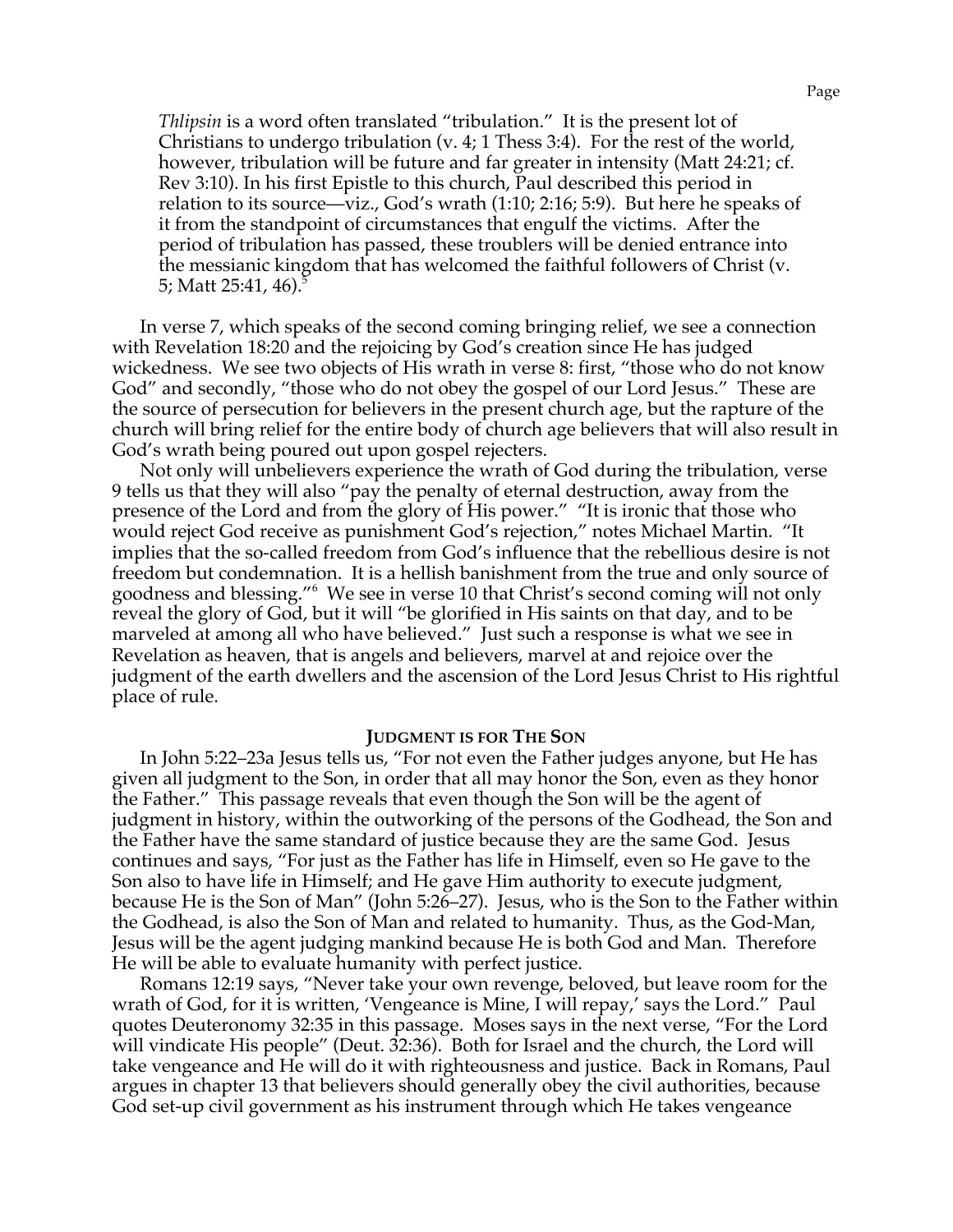> *Thlipsin* is a word often translated "tribulation." It is the present lot of Christians to undergo tribulation (v. 4; 1 Thess 3:4). For the rest of the world, however, tribulation will be future and far greater in intensity (Matt 24:21; cf. Rev 3:10). In his first Epistle to this church, Paul described this period in relation to its source—viz., God's wrath (1:10; 2:16; 5:9). But here he speaks of it from the standpoint of circumstances that engulf the victims. After the period of tribulation has passed, these troublers will be denied entrance into the messianic kingdom that has welcomed the faithful followers of Christ (v. 5; Matt 25:41, 46).[5]

In verse 7, which speaks of the second coming bringing relief, we see a connection with Revelation 18:20 and the rejoicing by God's creation since He has judged wickedness. We see two objects of His wrath in verse 8: first, "those who do not know God" and secondly, "those who do not obey the gospel of our Lord Jesus." These are the source of persecution for believers in the present church age, but the rapture of the church will bring relief for the entire body of church age believers that will also result in God's wrath being poured out upon gospel rejecters.

Not only will unbelievers experience the wrath of God during the tribulation, verse 9 tells us that they will also "pay the penalty of eternal destruction, away from the presence of the Lord and from the glory of His power." "It is ironic that those who would reject God receive as punishment God's rejection," notes Michael Martin. "It implies that the so-called freedom from God's influence that the rebellious desire is not freedom but condemnation. It is a hellish banishment from the true and only source of goodness and blessing."[6] We see in verse 10 that Christ's second coming will not only reveal the glory of God, but it will "be glorified in His saints on that day, and to be marveled at among all who have believed." Just such a response is what we see in Revelation as heaven, that is angels and believers, marvel at and rejoice over the judgment of the earth dwellers and the ascension of the Lord Jesus Christ to His rightful place of rule.

### JUDGMENT IS FOR THE SON

In John 5:22–23a Jesus tells us, "For not even the Father judges anyone, but He has given all judgment to the Son, in order that all may honor the Son, even as they honor the Father." This passage reveals that even though the Son will be the agent of judgment in history, within the outworking of the persons of the Godhead, the Son and the Father have the same standard of justice because they are the same God. Jesus continues and says, "For just as the Father has life in Himself, even so He gave to the Son also to have life in Himself; and He gave Him authority to execute judgment, because He is the Son of Man" (John 5:26–27). Jesus, who is the Son to the Father within the Godhead, is also the Son of Man and related to humanity. Thus, as the God-Man, Jesus will be the agent judging mankind because He is both God and Man. Therefore He will be able to evaluate humanity with perfect justice.

Romans 12:19 says, "Never take your own revenge, beloved, but leave room for the wrath of God, for it is written, 'Vengeance is Mine, I will repay,' says the Lord." Paul quotes Deuteronomy 32:35 in this passage. Moses says in the next verse, "For the Lord will vindicate His people" (Deut. 32:36). Both for Israel and the church, the Lord will take vengeance and He will do it with righteousness and justice. Back in Romans, Paul argues in chapter 13 that believers should generally obey the civil authorities, because God set-up civil government as his instrument through which He takes vengeance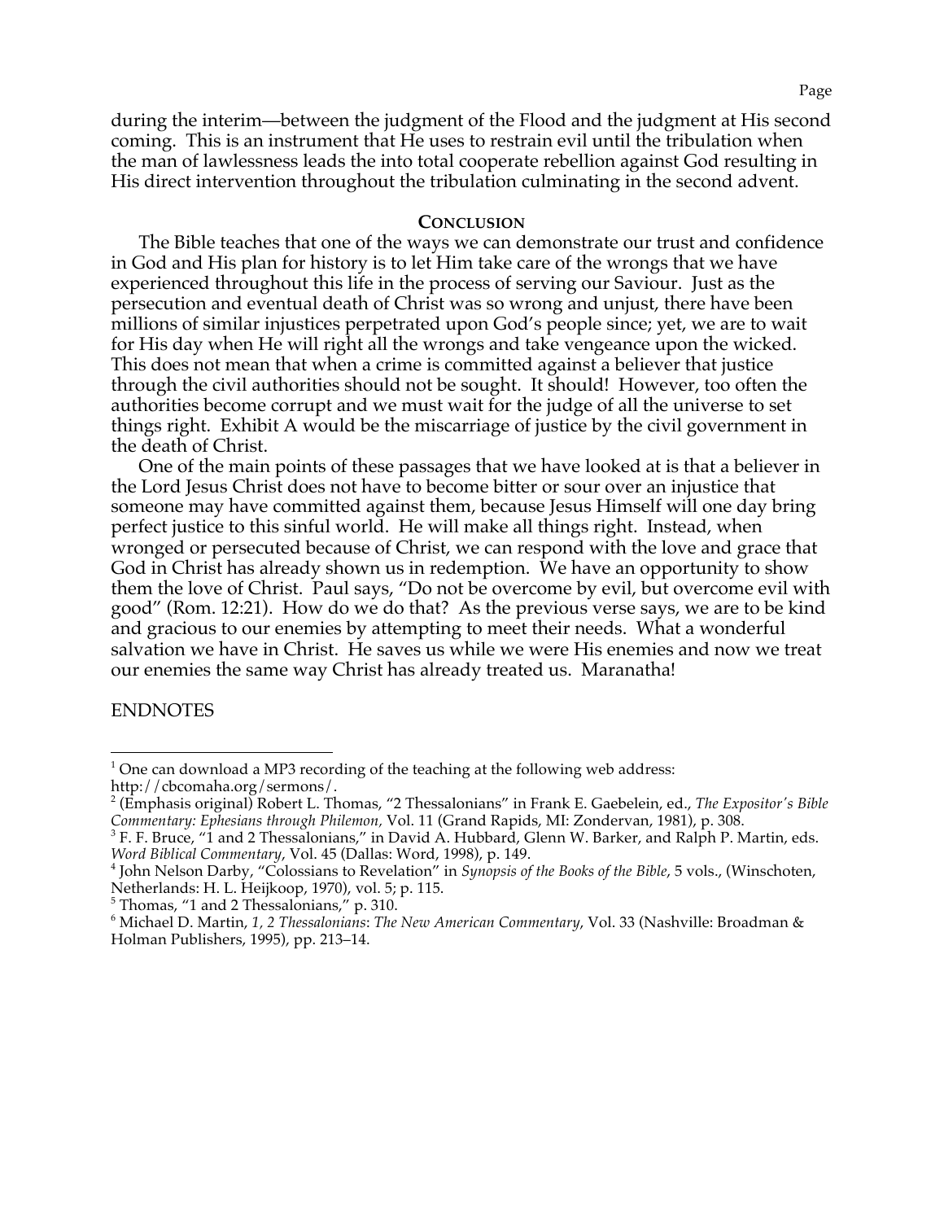during the interim—between the judgment of the Flood and the judgment at His second coming. This is an instrument that He uses to restrain evil until the tribulation when the man of lawlessness leads the into total cooperate rebellion against God resulting in His direct intervention throughout the tribulation culminating in the second advent.

## CONCLUSION

The Bible teaches that one of the ways we can demonstrate our trust and confidence in God and His plan for history is to let Him take care of the wrongs that we have experienced throughout this life in the process of serving our Saviour. Just as the persecution and eventual death of Christ was so wrong and unjust, there have been millions of similar injustices perpetrated upon God's people since; yet, we are to wait for His day when He will right all the wrongs and take vengeance upon the wicked. This does not mean that when a crime is committed against a believer that justice through the civil authorities should not be sought. It should! However, too often the authorities become corrupt and we must wait for the judge of all the universe to set things right. Exhibit A would be the miscarriage of justice by the civil government in the death of Christ.

One of the main points of these passages that we have looked at is that a believer in the Lord Jesus Christ does not have to become bitter or sour over an injustice that someone may have committed against them, because Jesus Himself will one day bring perfect justice to this sinful world. He will make all things right. Instead, when wronged or persecuted because of Christ, we can respond with the love and grace that God in Christ has already shown us in redemption. We have an opportunity to show them the love of Christ. Paul says, "Do not be overcome by evil, but overcome evil with good" (Rom. 12:21). How do we do that? As the previous verse says, we are to be kind and gracious to our enemies by attempting to meet their needs. What a wonderful salvation we have in Christ. He saves us while we were His enemies and now we treat our enemies the same way Christ has already treated us. Maranatha!

ENDNOTES

---

[1] One can download a MP3 recording of the teaching at the following web address: http://cbcomaha.org/sermons/.

[2] (Emphasis original) Robert L. Thomas, "2 Thessalonians" in Frank E. Gaebelein, ed., *The Expositor's Bible Commentary: Ephesians through Philemon,* Vol. 11 (Grand Rapids, MI: Zondervan, 1981), p. 308.

[3] F. F. Bruce, "1 and 2 Thessalonians," in David A. Hubbard, Glenn W. Barker, and Ralph P. Martin, eds. *Word Biblical Commentary*, Vol. 45 (Dallas: Word, 1998), p. 149.

[4] John Nelson Darby, "Colossians to Revelation" in *Synopsis of the Books of the Bible*, 5 vols., (Winschoten, Netherlands: H. L. Heijkoop, 1970), vol. 5; p. 115.

[5] Thomas, "1 and 2 Thessalonians," p. 310.

[6] Michael D. Martin, *1, 2 Thessalonians*: *The New American Commentary*, Vol. 33 (Nashville: Broadman & Holman Publishers, 1995), pp. 213–14.